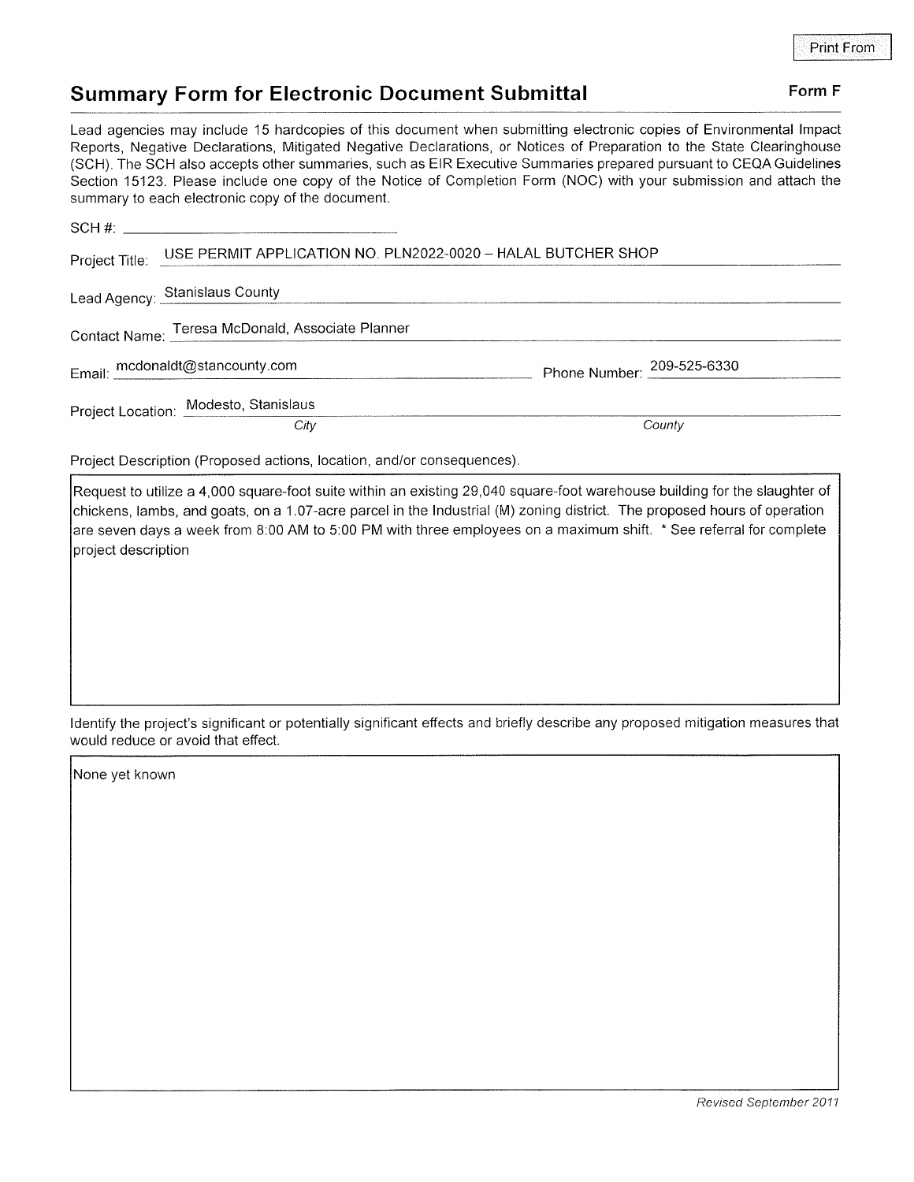Print From

# Summary Form for Electronic Document Submittal

**Form F**

Lead agencies may include 15 hardcopies of this document when submitting electronic copies of Environmental Impact Reports, Negative Declarations, Mitigated Negative Declarations, or Notices of Preparation to the State Clearinghouse (SCH). The SCH also accepts other summaries, such as EIR Executive Summaries prepared pursuant to CEQA Guidelines Section 15123. Please include one copy of the Notice of Completion Form (NOC) with your submission and attach the summary to each electronic copy of the document.

SCH #: \_\_\_\_\_\_\_\_\_\_\_\_\_\_\_\_\_\_\_\_

Project Title: USE PERMIT APPLICATION NO. PLN2022-0020 – HALAL BUTCHER SHOP

Lead Agency: Stanislaus County

Contact Name: Teresa McDonald, Associate Planner

Email: mcdonaldt@stancounty.com    Phone Number: 209-525-6330

Project Location: Modesto, Stanislaus
*City*    *County*

Project Description (Proposed actions, location, and/or consequences).

Request to utilize a 4,000 square-foot suite within an existing 29,040 square-foot warehouse building for the slaughter of chickens, lambs, and goats, on a 1.07-acre parcel in the Industrial (M) zoning district. The proposed hours of operation are seven days a week from 8:00 AM to 5:00 PM with three employees on a maximum shift. * See referral for complete project description

Identify the project's significant or potentially significant effects and briefly describe any proposed mitigation measures that would reduce or avoid that effect.

None yet known

*Revised September 2011*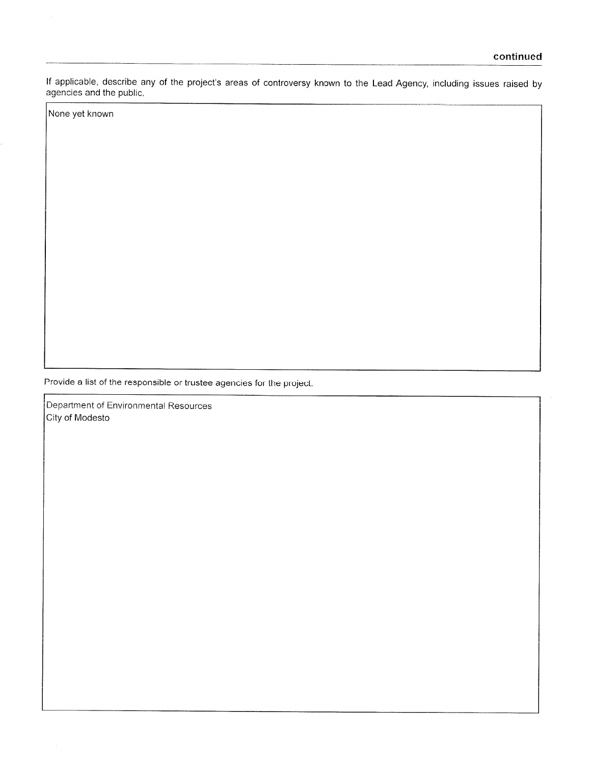**continued**

If applicable, describe any of the project's areas of controversy known to the Lead Agency, including issues raised by agencies and the public.

None yet known

Provide a list of the responsible or trustee agencies for the project.

Department of Environmental Resources
City of Modesto